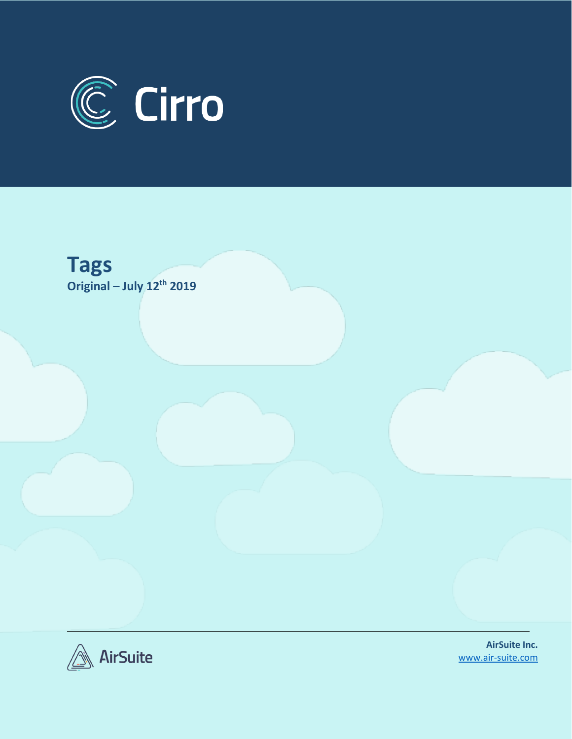# Cirro

## Tags

**Original – July 12th 2019**

AirSuite

**AirSuite Inc.**
www.air-suite.com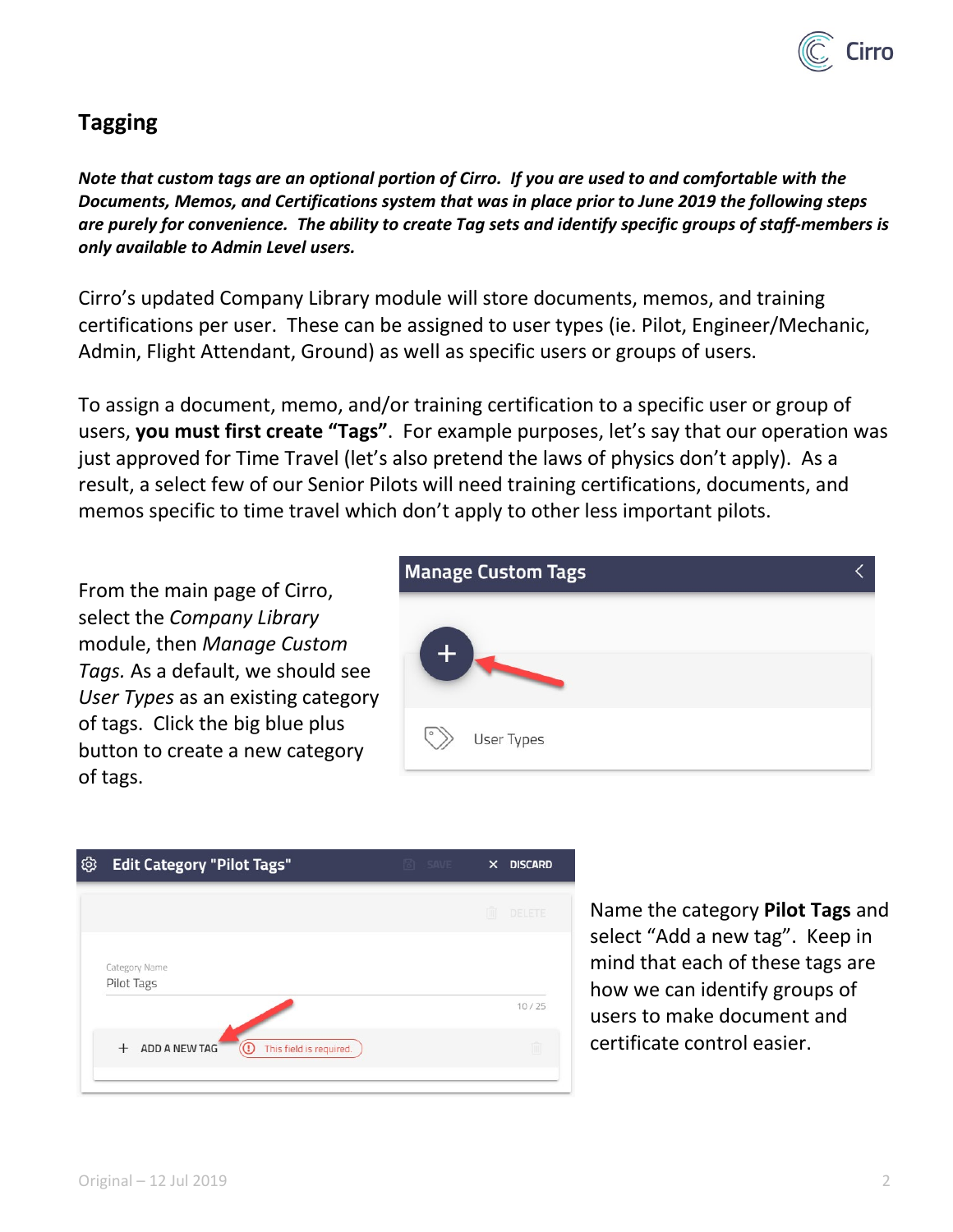## Tagging

***Note that custom tags are an optional portion of Cirro. If you are used to and comfortable with the Documents, Memos, and Certifications system that was in place prior to June 2019 the following steps are purely for convenience. The ability to create Tag sets and identify specific groups of staff-members is only available to Admin Level users.***

Cirro's updated Company Library module will store documents, memos, and training certifications per user. These can be assigned to user types (ie. Pilot, Engineer/Mechanic, Admin, Flight Attendant, Ground) as well as specific users or groups of users.

To assign a document, memo, and/or training certification to a specific user or group of users, **you must first create "Tags"**. For example purposes, let's say that our operation was just approved for Time Travel (let's also pretend the laws of physics don't apply). As a result, a select few of our Senior Pilots will need training certifications, documents, and memos specific to time travel which don't apply to other less important pilots.

From the main page of Cirro, select the *Company Library* module, then *Manage Custom Tags.* As a default, we should see *User Types* as an existing category of tags. Click the big blue plus button to create a new category of tags.

Name the category **Pilot Tags** and select "Add a new tag". Keep in mind that each of these tags are how we can identify groups of users to make document and certificate control easier.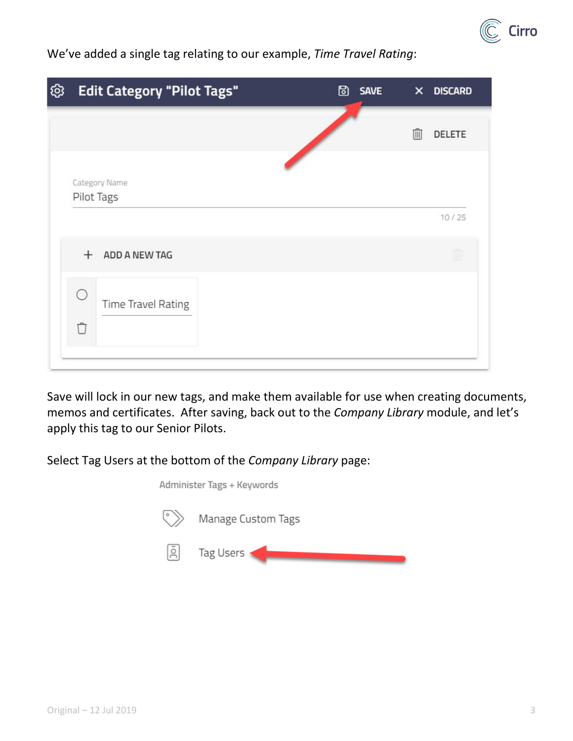We've added a single tag relating to our example, *Time Travel Rating*:

Save will lock in our new tags, and make them available for use when creating documents, memos and certificates. After saving, back out to the *Company Library* module, and let's apply this tag to our Senior Pilots.

Select Tag Users at the bottom of the *Company Library* page: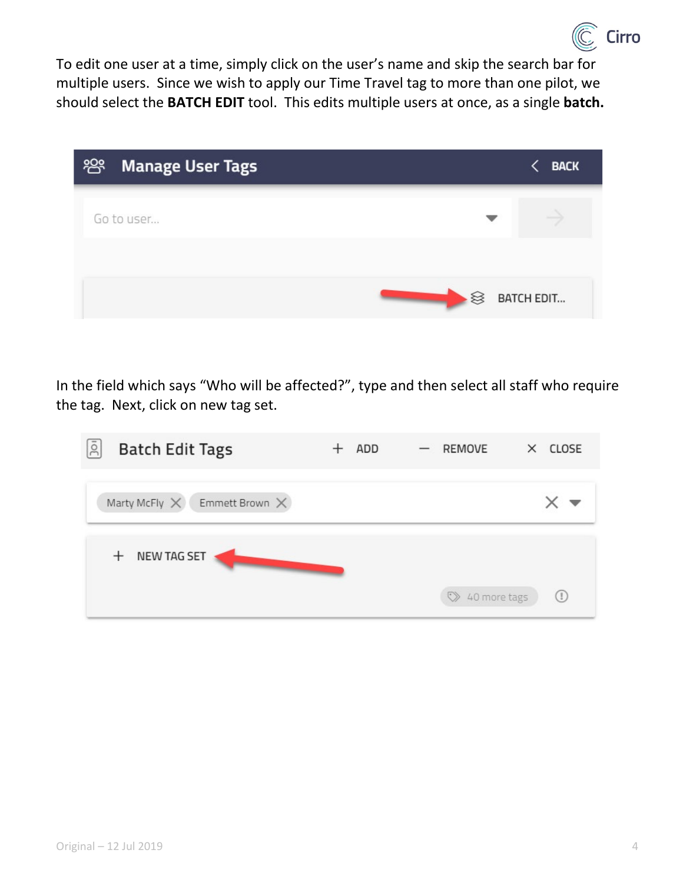To edit one user at a time, simply click on the user's name and skip the search bar for multiple users. Since we wish to apply our Time Travel tag to more than one pilot, we should select the **BATCH EDIT** tool. This edits multiple users at once, as a single **batch.**

In the field which says "Who will be affected?", type and then select all staff who require the tag. Next, click on new tag set.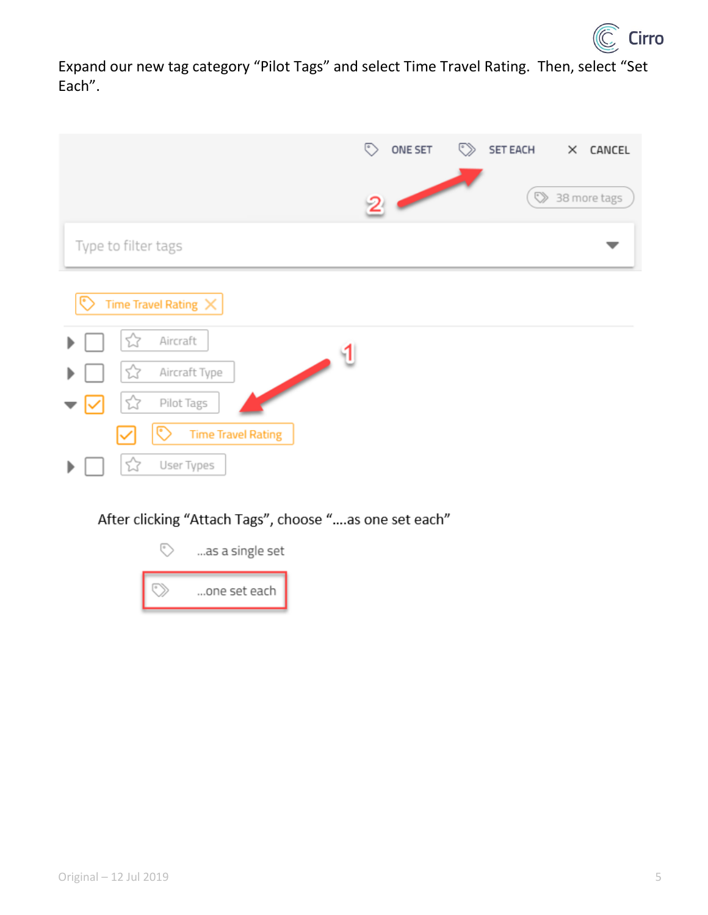Expand our new tag category “Pilot Tags” and select Time Travel Rating. Then, select “Set Each”.

ONE SET SET EACH CANCEL

2

38 more tags

Type to filter tags

Time Travel Rating

Aircraft

Aircraft Type

1

Pilot Tags

Time Travel Rating

User Types

After clicking “Attach Tags”, choose “....as one set each”

...as a single set

...one set each

Original – 12 Jul 2019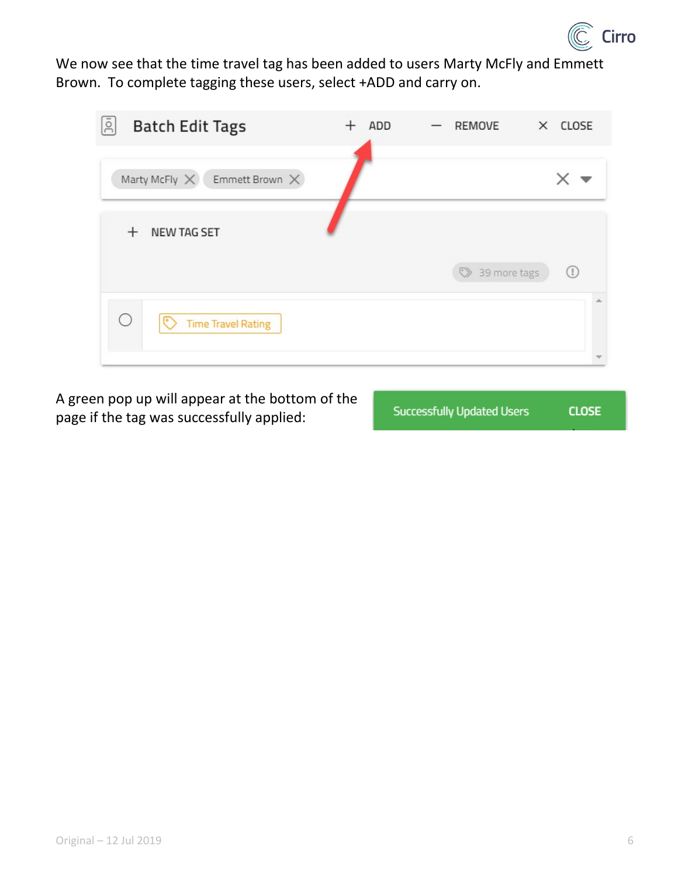We now see that the time travel tag has been added to users Marty McFly and Emmett Brown. To complete tagging these users, select +ADD and carry on.

A green pop up will appear at the bottom of the page if the tag was successfully applied: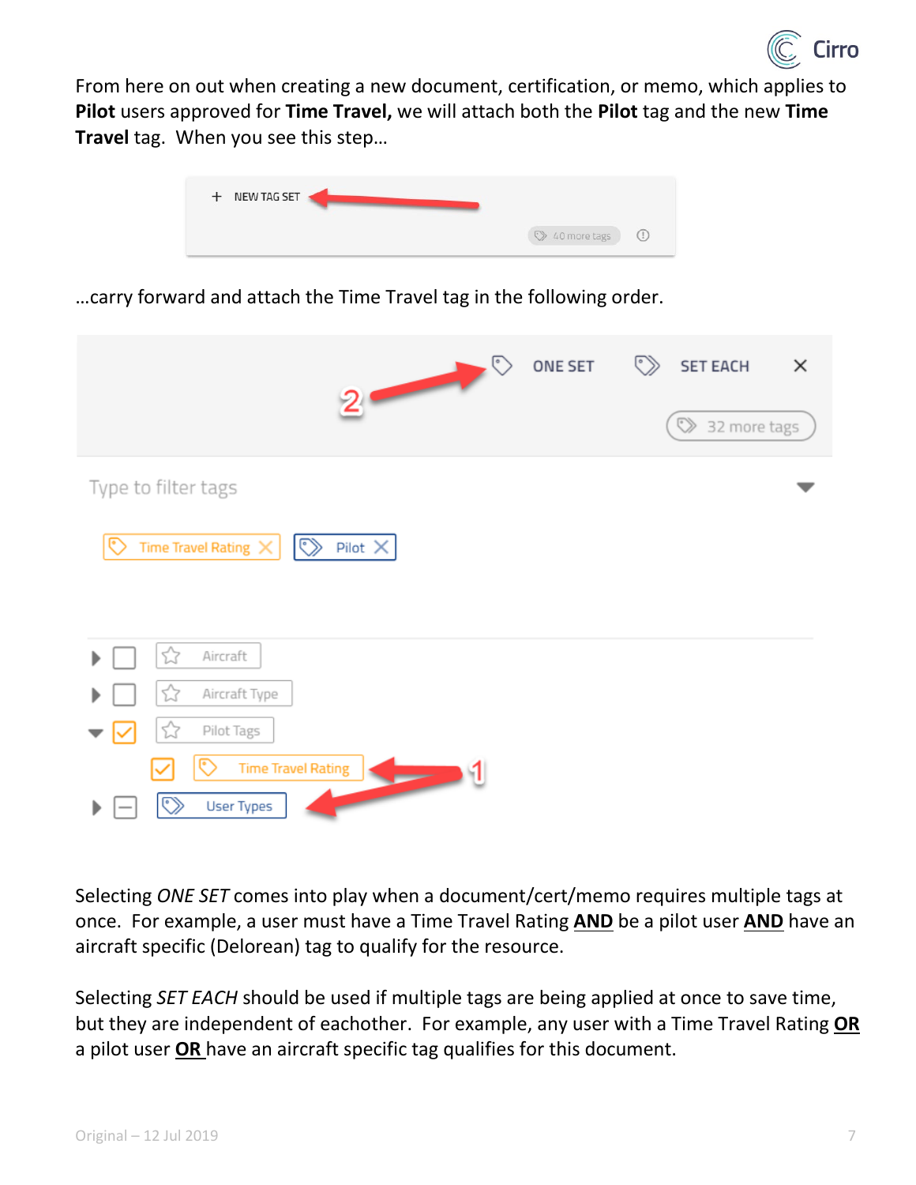From here on out when creating a new document, certification, or memo, which applies to **Pilot** users approved for **Time Travel,** we will attach both the **Pilot** tag and the new **Time Travel** tag. When you see this step…

…carry forward and attach the Time Travel tag in the following order.

Selecting *ONE SET* comes into play when a document/cert/memo requires multiple tags at once. For example, a user must have a Time Travel Rating **AND** be a pilot user **AND** have an aircraft specific (Delorean) tag to qualify for the resource.

Selecting *SET EACH* should be used if multiple tags are being applied at once to save time, but they are independent of eachother. For example, any user with a Time Travel Rating **OR** a pilot user **OR** have an aircraft specific tag qualifies for this document.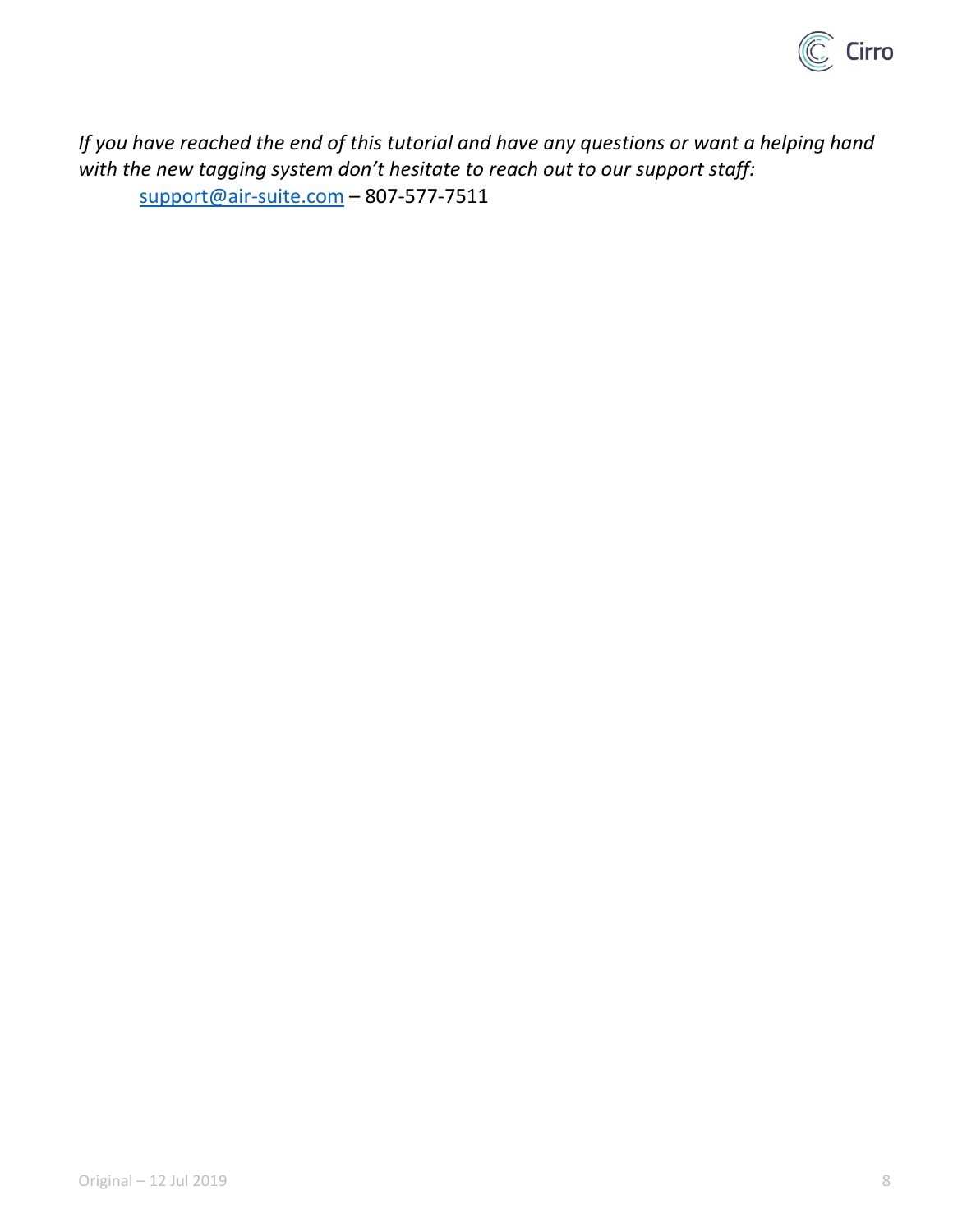*If you have reached the end of this tutorial and have any questions or want a helping hand with the new tagging system don't hesitate to reach out to our support staff:*

support@air-suite.com – 807-577-7511